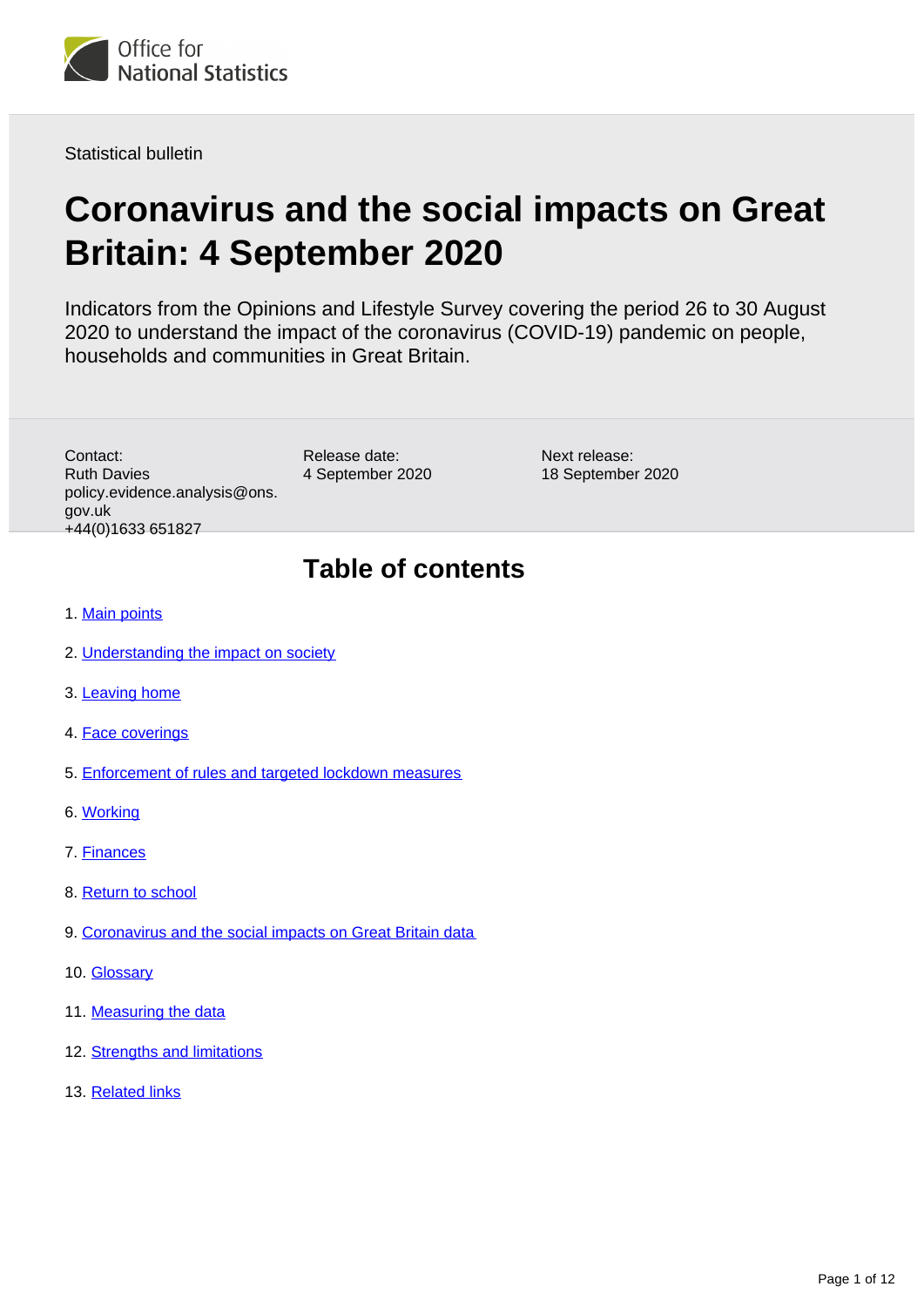Office for National Statistics

Statistical bulletin

# Coronavirus and the social impacts on Great Britain: 4 September 2020

Indicators from the Opinions and Lifestyle Survey covering the period 26 to 30 August 2020 to understand the impact of the coronavirus (COVID-19) pandemic on people, households and communities in Great Britain.

Contact:
Ruth Davies
policy.evidence.analysis@ons.gov.uk
+44(0)1633 651827

Release date:
4 September 2020

Next release:
18 September 2020

## Table of contents

1. Main points
2. Understanding the impact on society
3. Leaving home
4. Face coverings
5. Enforcement of rules and targeted lockdown measures
6. Working
7. Finances
8. Return to school
9. Coronavirus and the social impacts on Great Britain data
10. Glossary
11. Measuring the data
12. Strengths and limitations
13. Related links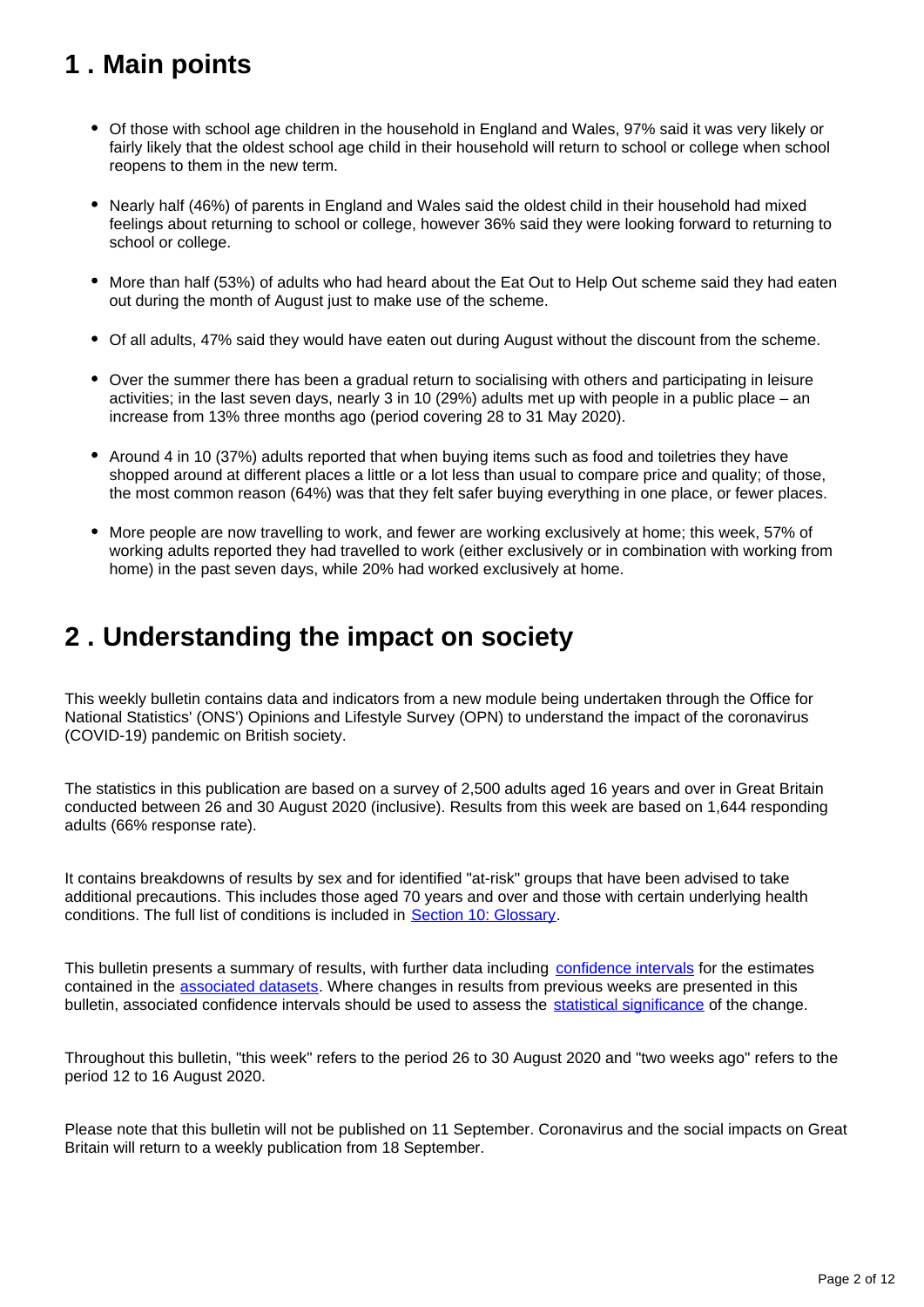## 1 . Main points

- Of those with school age children in the household in England and Wales, 97% said it was very likely or fairly likely that the oldest school age child in their household will return to school or college when school reopens to them in the new term.

- Nearly half (46%) of parents in England and Wales said the oldest child in their household had mixed feelings about returning to school or college, however 36% said they were looking forward to returning to school or college.

- More than half (53%) of adults who had heard about the Eat Out to Help Out scheme said they had eaten out during the month of August just to make use of the scheme.

- Of all adults, 47% said they would have eaten out during August without the discount from the scheme.

- Over the summer there has been a gradual return to socialising with others and participating in leisure activities; in the last seven days, nearly 3 in 10 (29%) adults met up with people in a public place – an increase from 13% three months ago (period covering 28 to 31 May 2020).

- Around 4 in 10 (37%) adults reported that when buying items such as food and toiletries they have shopped around at different places a little or a lot less than usual to compare price and quality; of those, the most common reason (64%) was that they felt safer buying everything in one place, or fewer places.

- More people are now travelling to work, and fewer are working exclusively at home; this week, 57% of working adults reported they had travelled to work (either exclusively or in combination with working from home) in the past seven days, while 20% had worked exclusively at home.

## 2 . Understanding the impact on society

This weekly bulletin contains data and indicators from a new module being undertaken through the Office for National Statistics' (ONS') Opinions and Lifestyle Survey (OPN) to understand the impact of the coronavirus (COVID-19) pandemic on British society.

The statistics in this publication are based on a survey of 2,500 adults aged 16 years and over in Great Britain conducted between 26 and 30 August 2020 (inclusive). Results from this week are based on 1,644 responding adults (66% response rate).

It contains breakdowns of results by sex and for identified "at-risk" groups that have been advised to take additional precautions. This includes those aged 70 years and over and those with certain underlying health conditions. The full list of conditions is included in Section 10: Glossary.

This bulletin presents a summary of results, with further data including confidence intervals for the estimates contained in the associated datasets. Where changes in results from previous weeks are presented in this bulletin, associated confidence intervals should be used to assess the statistical significance of the change.

Throughout this bulletin, "this week" refers to the period 26 to 30 August 2020 and "two weeks ago" refers to the period 12 to 16 August 2020.

Please note that this bulletin will not be published on 11 September. Coronavirus and the social impacts on Great Britain will return to a weekly publication from 18 September.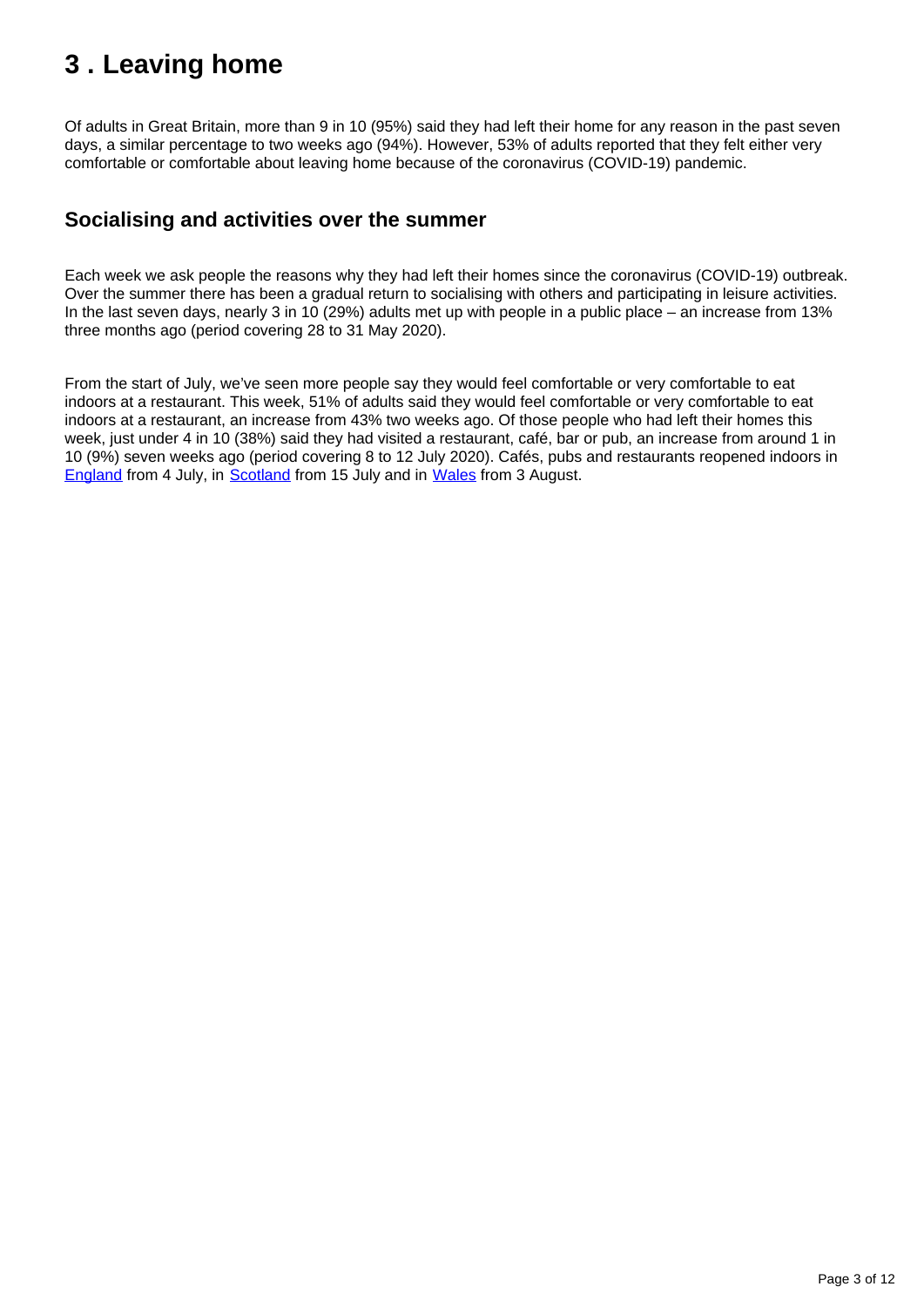# 3 . Leaving home

Of adults in Great Britain, more than 9 in 10 (95%) said they had left their home for any reason in the past seven days, a similar percentage to two weeks ago (94%). However, 53% of adults reported that they felt either very comfortable or comfortable about leaving home because of the coronavirus (COVID-19) pandemic.

## Socialising and activities over the summer

Each week we ask people the reasons why they had left their homes since the coronavirus (COVID-19) outbreak. Over the summer there has been a gradual return to socialising with others and participating in leisure activities. In the last seven days, nearly 3 in 10 (29%) adults met up with people in a public place – an increase from 13% three months ago (period covering 28 to 31 May 2020).

From the start of July, we've seen more people say they would feel comfortable or very comfortable to eat indoors at a restaurant. This week, 51% of adults said they would feel comfortable or very comfortable to eat indoors at a restaurant, an increase from 43% two weeks ago. Of those people who had left their homes this week, just under 4 in 10 (38%) said they had visited a restaurant, café, bar or pub, an increase from around 1 in 10 (9%) seven weeks ago (period covering 8 to 12 July 2020). Cafés, pubs and restaurants reopened indoors in England from 4 July, in Scotland from 15 July and in Wales from 3 August.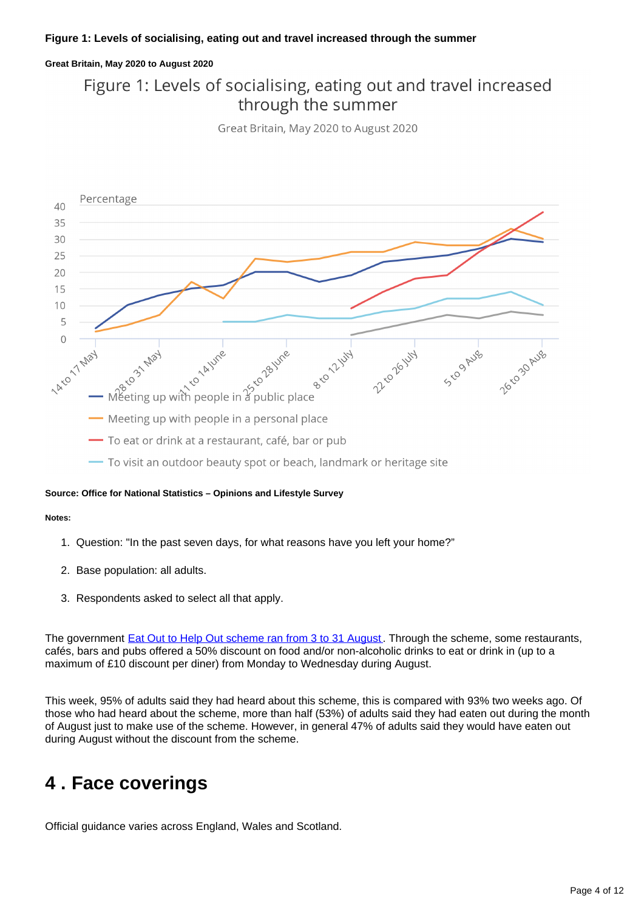**Figure 1: Levels of socialising, eating out and travel increased through the summer**

**Great Britain, May 2020 to August 2020**

Figure 1: Levels of socialising, eating out and travel increased through the summer

Great Britain, May 2020 to August 2020

Percentage

- Meeting up with people in a public place
- Meeting up with people in a personal place
- To eat or drink at a restaurant, café, bar or pub
- To visit an outdoor beauty spot or beach, landmark or heritage site

**Source: Office for National Statistics – Opinions and Lifestyle Survey**

**Notes:**

1. Question: "In the past seven days, for what reasons have you left your home?"
2. Base population: all adults.
3. Respondents asked to select all that apply.

The government Eat Out to Help Out scheme ran from 3 to 31 August. Through the scheme, some restaurants, cafés, bars and pubs offered a 50% discount on food and/or non-alcoholic drinks to eat or drink in (up to a maximum of £10 discount per diner) from Monday to Wednesday during August.

This week, 95% of adults said they had heard about this scheme, this is compared with 93% two weeks ago. Of those who had heard about the scheme, more than half (53%) of adults said they had eaten out during the month of August just to make use of the scheme. However, in general 47% of adults said they would have eaten out during August without the discount from the scheme.

# 4 . Face coverings

Official guidance varies across England, Wales and Scotland.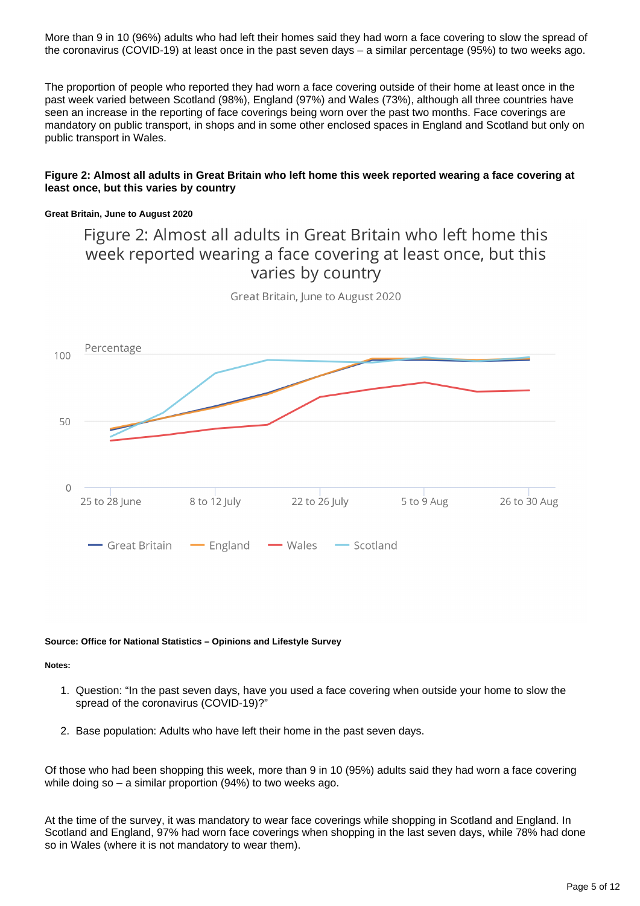More than 9 in 10 (96%) adults who had left their homes said they had worn a face covering to slow the spread of the coronavirus (COVID-19) at least once in the past seven days – a similar percentage (95%) to two weeks ago.

The proportion of people who reported they had worn a face covering outside of their home at least once in the past week varied between Scotland (98%), England (97%) and Wales (73%), although all three countries have seen an increase in the reporting of face coverings being worn over the past two months. Face coverings are mandatory on public transport, in shops and in some other enclosed spaces in England and Scotland but only on public transport in Wales.

**Figure 2: Almost all adults in Great Britain who left home this week reported wearing a face covering at least once, but this varies by country**

**Great Britain, June to August 2020**

**Source: Office for National Statistics – Opinions and Lifestyle Survey**

**Notes:**

1. Question: "In the past seven days, have you used a face covering when outside your home to slow the spread of the coronavirus (COVID-19)?"
2. Base population: Adults who have left their home in the past seven days.

Of those who had been shopping this week, more than 9 in 10 (95%) adults said they had worn a face covering while doing so – a similar proportion (94%) to two weeks ago.

At the time of the survey, it was mandatory to wear face coverings while shopping in Scotland and England. In Scotland and England, 97% had worn face coverings when shopping in the last seven days, while 78% had done so in Wales (where it is not mandatory to wear them).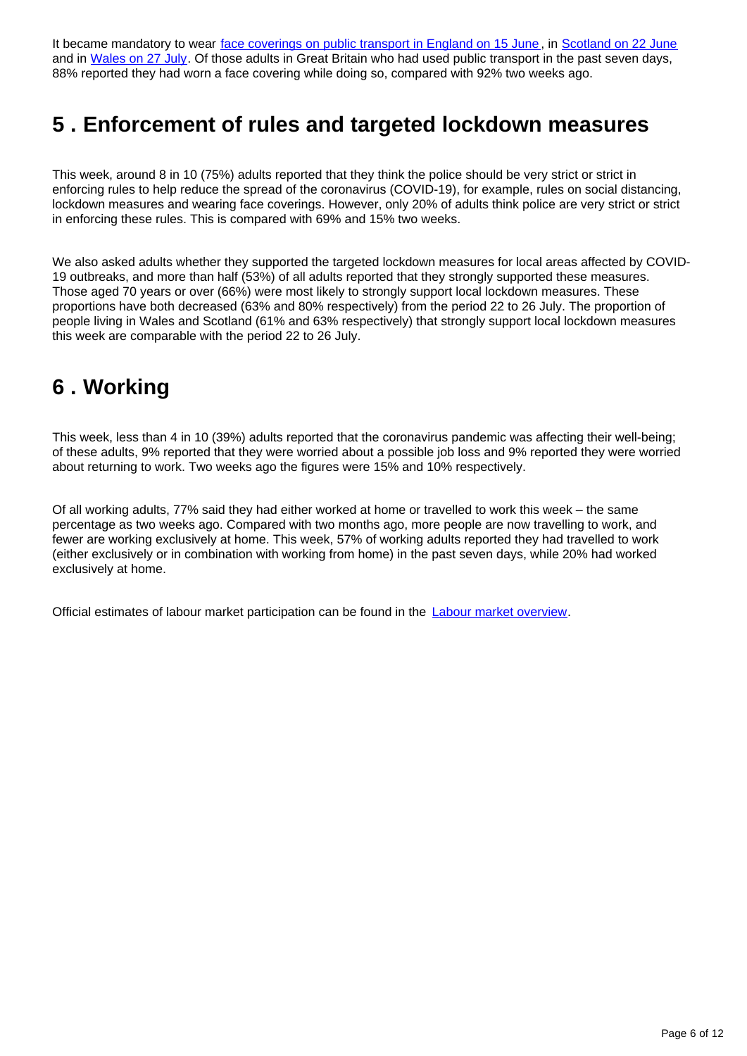It became mandatory to wear [face coverings on public transport in England on 15 June](), in [Scotland on 22 June]() and in [Wales on 27 July](). Of those adults in Great Britain who had used public transport in the past seven days, 88% reported they had worn a face covering while doing so, compared with 92% two weeks ago.

## 5 . Enforcement of rules and targeted lockdown measures

This week, around 8 in 10 (75%) adults reported that they think the police should be very strict or strict in enforcing rules to help reduce the spread of the coronavirus (COVID-19), for example, rules on social distancing, lockdown measures and wearing face coverings. However, only 20% of adults think police are very strict or strict in enforcing these rules. This is compared with 69% and 15% two weeks.

We also asked adults whether they supported the targeted lockdown measures for local areas affected by COVID-19 outbreaks, and more than half (53%) of all adults reported that they strongly supported these measures. Those aged 70 years or over (66%) were most likely to strongly support local lockdown measures. These proportions have both decreased (63% and 80% respectively) from the period 22 to 26 July. The proportion of people living in Wales and Scotland (61% and 63% respectively) that strongly support local lockdown measures this week are comparable with the period 22 to 26 July.

## 6 . Working

This week, less than 4 in 10 (39%) adults reported that the coronavirus pandemic was affecting their well-being; of these adults, 9% reported that they were worried about a possible job loss and 9% reported they were worried about returning to work. Two weeks ago the figures were 15% and 10% respectively.

Of all working adults, 77% said they had either worked at home or travelled to work this week – the same percentage as two weeks ago. Compared with two months ago, more people are now travelling to work, and fewer are working exclusively at home. This week, 57% of working adults reported they had travelled to work (either exclusively or in combination with working from home) in the past seven days, while 20% had worked exclusively at home.

Official estimates of labour market participation can be found in the [Labour market overview]().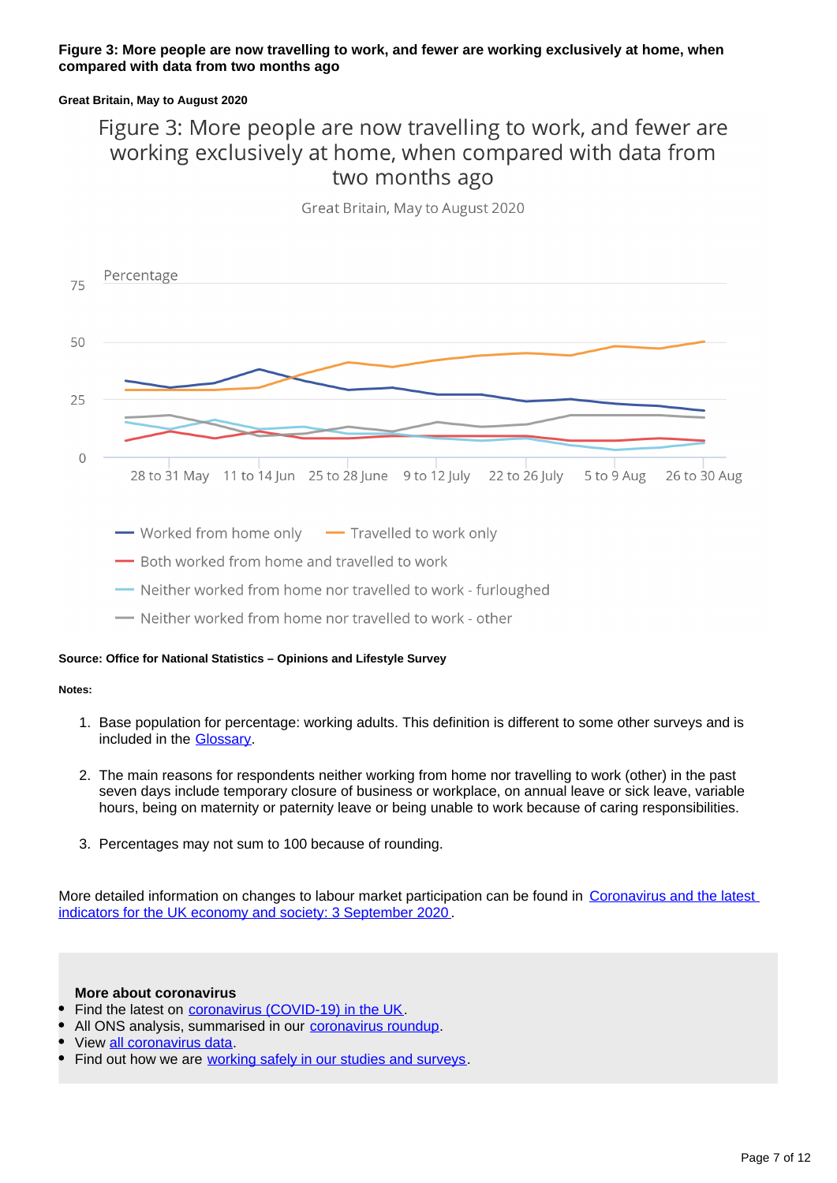**Figure 3: More people are now travelling to work, and fewer are working exclusively at home, when compared with data from two months ago**

**Great Britain, May to August 2020**

Figure 3: More people are now travelling to work, and fewer are working exclusively at home, when compared with data from two months ago

Great Britain, May to August 2020

Percentage

75

50

25

0

28 to 31 May 11 to 14 Jun 25 to 28 June 9 to 12 July 22 to 26 July 5 to 9 Aug 26 to 30 Aug

- Worked from home only
- Travelled to work only
- Both worked from home and travelled to work
- Neither worked from home nor travelled to work - furloughed
- Neither worked from home nor travelled to work - other

**Source: Office for National Statistics – Opinions and Lifestyle Survey**

**Notes:**

1. Base population for percentage: working adults. This definition is different to some other surveys and is included in the Glossary.

2. The main reasons for respondents neither working from home nor travelling to work (other) in the past seven days include temporary closure of business or workplace, on annual leave or sick leave, variable hours, being on maternity or paternity leave or being unable to work because of caring responsibilities.

3. Percentages may not sum to 100 because of rounding.

More detailed information on changes to labour market participation can be found in Coronavirus and the latest indicators for the UK economy and society: 3 September 2020.

**More about coronavirus**

- Find the latest on coronavirus (COVID-19) in the UK.
- All ONS analysis, summarised in our coronavirus roundup.
- View all coronavirus data.
- Find out how we are working safely in our studies and surveys.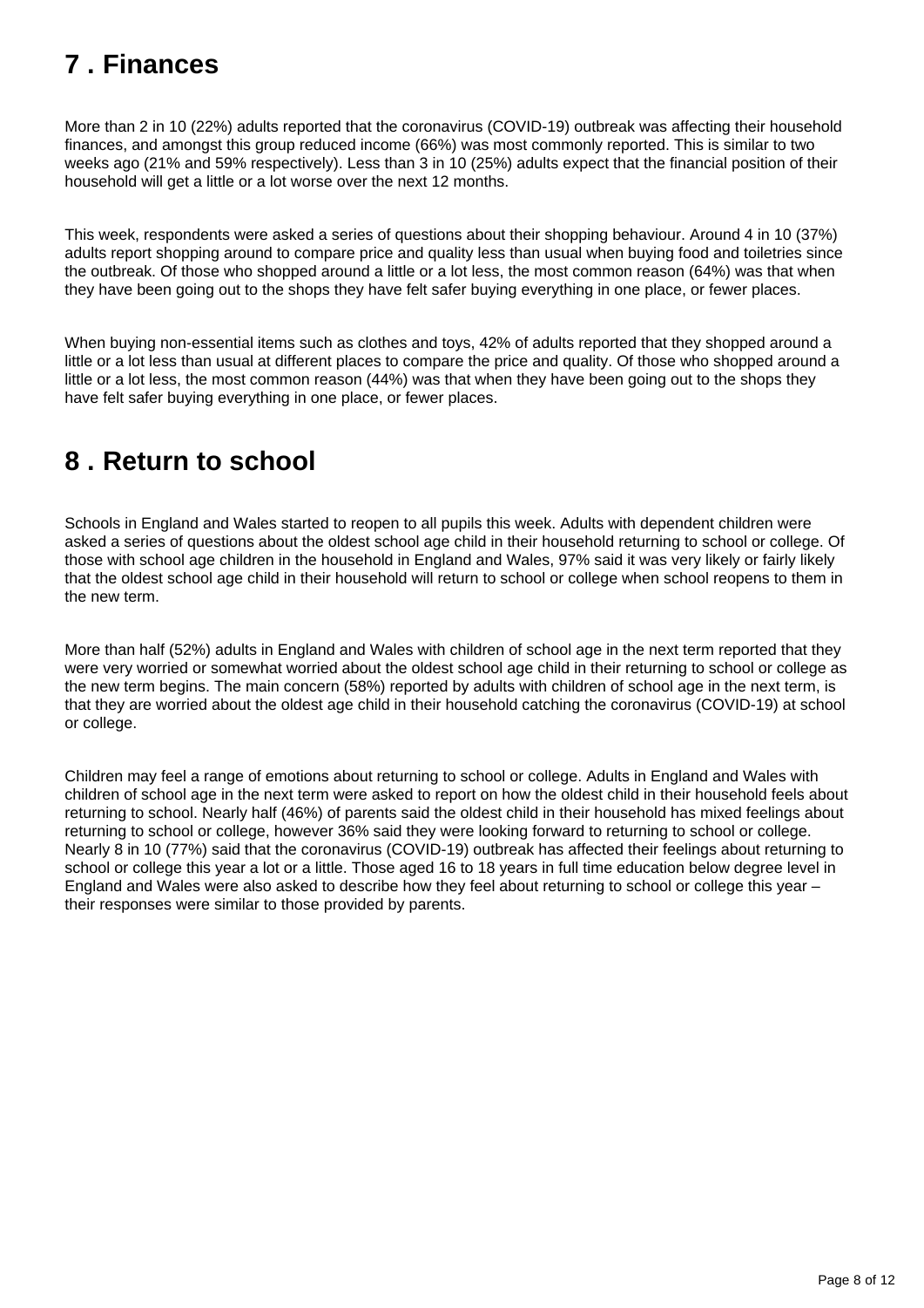## 7 . Finances

More than 2 in 10 (22%) adults reported that the coronavirus (COVID-19) outbreak was affecting their household finances, and amongst this group reduced income (66%) was most commonly reported. This is similar to two weeks ago (21% and 59% respectively). Less than 3 in 10 (25%) adults expect that the financial position of their household will get a little or a lot worse over the next 12 months.

This week, respondents were asked a series of questions about their shopping behaviour. Around 4 in 10 (37%) adults report shopping around to compare price and quality less than usual when buying food and toiletries since the outbreak. Of those who shopped around a little or a lot less, the most common reason (64%) was that when they have been going out to the shops they have felt safer buying everything in one place, or fewer places.

When buying non-essential items such as clothes and toys, 42% of adults reported that they shopped around a little or a lot less than usual at different places to compare the price and quality. Of those who shopped around a little or a lot less, the most common reason (44%) was that when they have been going out to the shops they have felt safer buying everything in one place, or fewer places.

## 8 . Return to school

Schools in England and Wales started to reopen to all pupils this week. Adults with dependent children were asked a series of questions about the oldest school age child in their household returning to school or college. Of those with school age children in the household in England and Wales, 97% said it was very likely or fairly likely that the oldest school age child in their household will return to school or college when school reopens to them in the new term.

More than half (52%) adults in England and Wales with children of school age in the next term reported that they were very worried or somewhat worried about the oldest school age child in their returning to school or college as the new term begins. The main concern (58%) reported by adults with children of school age in the next term, is that they are worried about the oldest age child in their household catching the coronavirus (COVID-19) at school or college.

Children may feel a range of emotions about returning to school or college. Adults in England and Wales with children of school age in the next term were asked to report on how the oldest child in their household feels about returning to school. Nearly half (46%) of parents said the oldest child in their household has mixed feelings about returning to school or college, however 36% said they were looking forward to returning to school or college. Nearly 8 in 10 (77%) said that the coronavirus (COVID-19) outbreak has affected their feelings about returning to school or college this year a lot or a little. Those aged 16 to 18 years in full time education below degree level in England and Wales were also asked to describe how they feel about returning to school or college this year – their responses were similar to those provided by parents.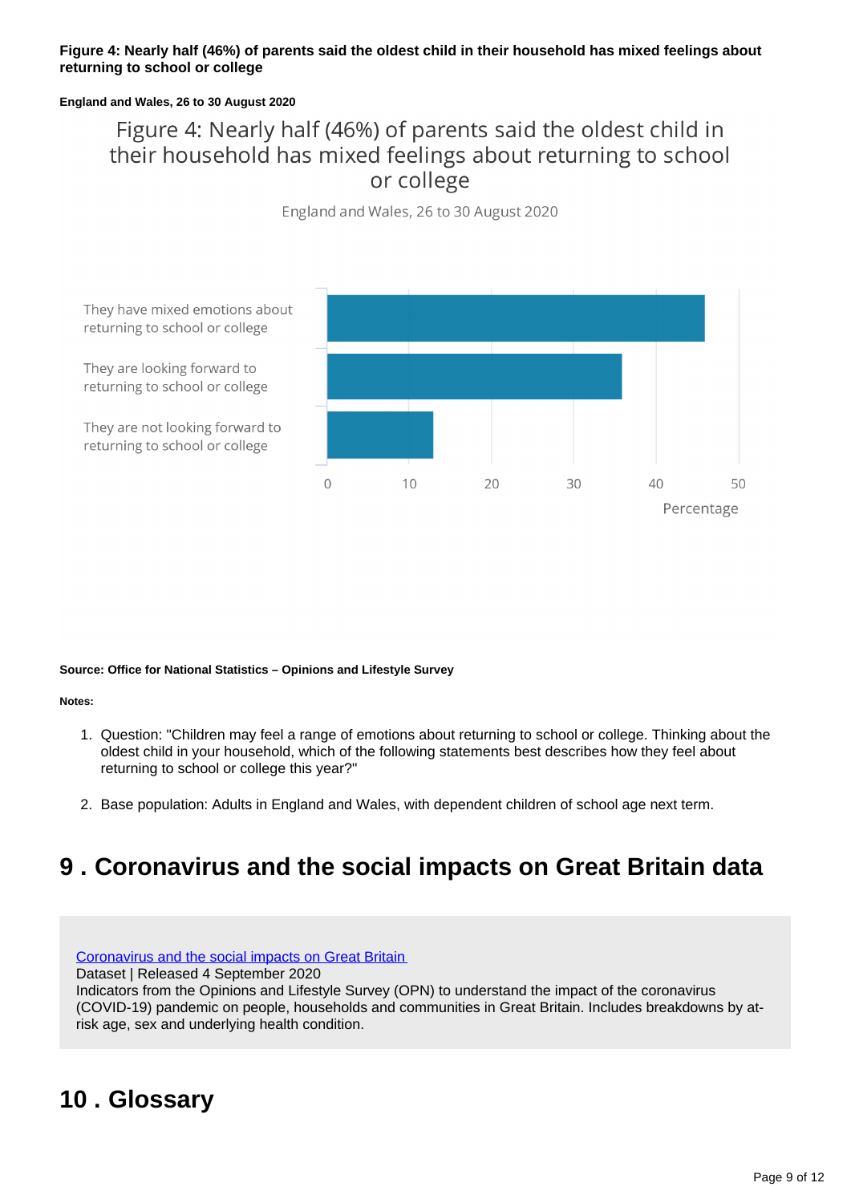**Figure 4: Nearly half (46%) of parents said the oldest child in their household has mixed feelings about returning to school or college**

**England and Wales, 26 to 30 August 2020**

Figure 4: Nearly half (46%) of parents said the oldest child in their household has mixed feelings about returning to school or college

England and Wales, 26 to 30 August 2020

| Statement | Percentage |
| --- | --- |
| They have mixed emotions about returning to school or college | 46 |
| They are looking forward to returning to school or college | 36 |
| They are not looking forward to returning to school or college | 13 |

**Source: Office for National Statistics – Opinions and Lifestyle Survey**

**Notes:**

1. Question: "Children may feel a range of emotions about returning to school or college. Thinking about the oldest child in your household, which of the following statements best describes how they feel about returning to school or college this year?"

2. Base population: Adults in England and Wales, with dependent children of school age next term.

# 9 . Coronavirus and the social impacts on Great Britain data

Coronavirus and the social impacts on Great Britain
Dataset | Released 4 September 2020
Indicators from the Opinions and Lifestyle Survey (OPN) to understand the impact of the coronavirus (COVID-19) pandemic on people, households and communities in Great Britain. Includes breakdowns by at-risk age, sex and underlying health condition.

# 10 . Glossary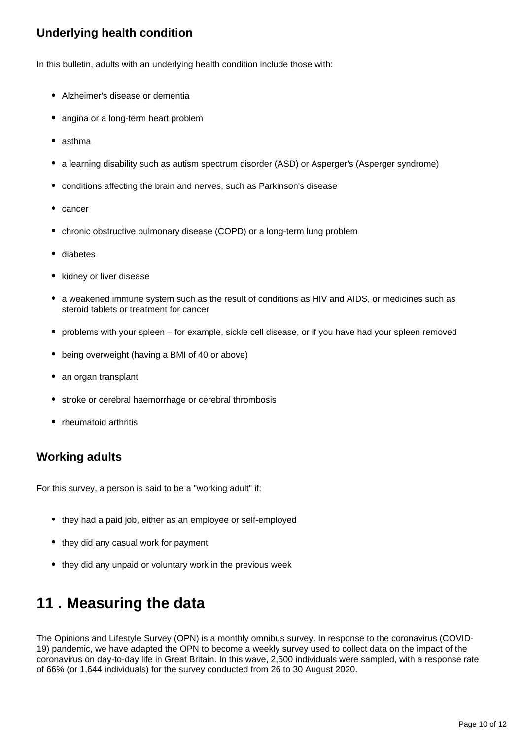### Underlying health condition

In this bulletin, adults with an underlying health condition include those with:

- Alzheimer's disease or dementia
- angina or a long-term heart problem
- asthma
- a learning disability such as autism spectrum disorder (ASD) or Asperger's (Asperger syndrome)
- conditions affecting the brain and nerves, such as Parkinson's disease
- cancer
- chronic obstructive pulmonary disease (COPD) or a long-term lung problem
- diabetes
- kidney or liver disease
- a weakened immune system such as the result of conditions as HIV and AIDS, or medicines such as steroid tablets or treatment for cancer
- problems with your spleen – for example, sickle cell disease, or if you have had your spleen removed
- being overweight (having a BMI of 40 or above)
- an organ transplant
- stroke or cerebral haemorrhage or cerebral thrombosis
- rheumatoid arthritis

### Working adults

For this survey, a person is said to be a "working adult" if:

- they had a paid job, either as an employee or self-employed
- they did any casual work for payment
- they did any unpaid or voluntary work in the previous week

## 11 . Measuring the data

The Opinions and Lifestyle Survey (OPN) is a monthly omnibus survey. In response to the coronavirus (COVID-19) pandemic, we have adapted the OPN to become a weekly survey used to collect data on the impact of the coronavirus on day-to-day life in Great Britain. In this wave, 2,500 individuals were sampled, with a response rate of 66% (or 1,644 individuals) for the survey conducted from 26 to 30 August 2020.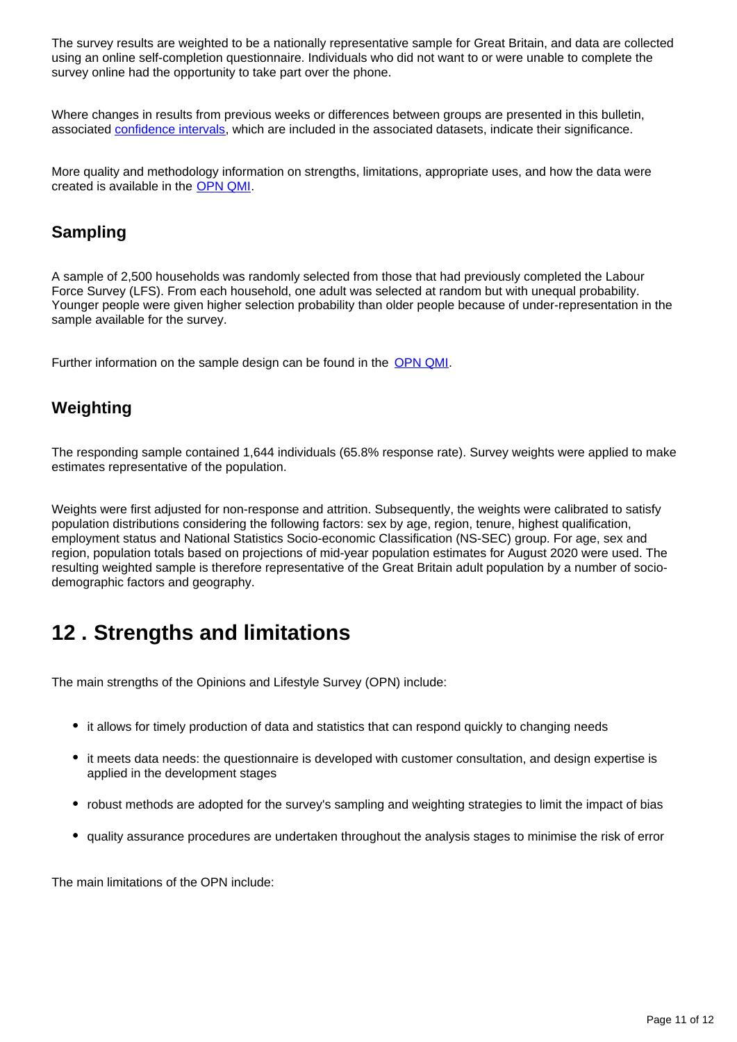The survey results are weighted to be a nationally representative sample for Great Britain, and data are collected using an online self-completion questionnaire. Individuals who did not want to or were unable to complete the survey online had the opportunity to take part over the phone.

Where changes in results from previous weeks or differences between groups are presented in this bulletin, associated confidence intervals, which are included in the associated datasets, indicate their significance.

More quality and methodology information on strengths, limitations, appropriate uses, and how the data were created is available in the OPN QMI.

### Sampling

A sample of 2,500 households was randomly selected from those that had previously completed the Labour Force Survey (LFS). From each household, one adult was selected at random but with unequal probability. Younger people were given higher selection probability than older people because of under-representation in the sample available for the survey.

Further information on the sample design can be found in the OPN QMI.

### Weighting

The responding sample contained 1,644 individuals (65.8% response rate). Survey weights were applied to make estimates representative of the population.

Weights were first adjusted for non-response and attrition. Subsequently, the weights were calibrated to satisfy population distributions considering the following factors: sex by age, region, tenure, highest qualification, employment status and National Statistics Socio-economic Classification (NS-SEC) group. For age, sex and region, population totals based on projections of mid-year population estimates for August 2020 were used. The resulting weighted sample is therefore representative of the Great Britain adult population by a number of socio-demographic factors and geography.

## 12 . Strengths and limitations

The main strengths of the Opinions and Lifestyle Survey (OPN) include:

- it allows for timely production of data and statistics that can respond quickly to changing needs
- it meets data needs: the questionnaire is developed with customer consultation, and design expertise is applied in the development stages
- robust methods are adopted for the survey's sampling and weighting strategies to limit the impact of bias
- quality assurance procedures are undertaken throughout the analysis stages to minimise the risk of error

The main limitations of the OPN include: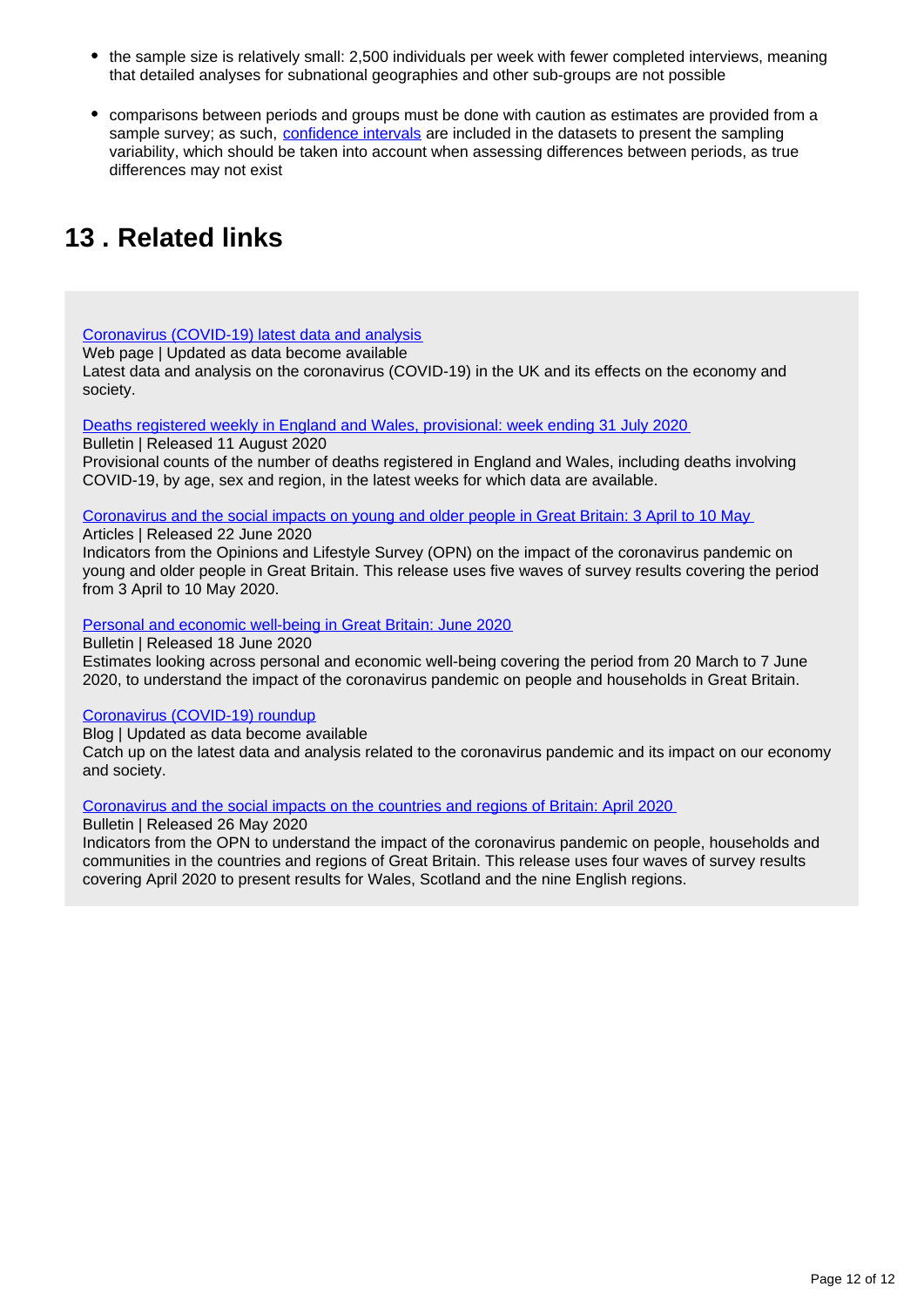- the sample size is relatively small: 2,500 individuals per week with fewer completed interviews, meaning that detailed analyses for subnational geographies and other sub-groups are not possible

- comparisons between periods and groups must be done with caution as estimates are provided from a sample survey; as such, confidence intervals are included in the datasets to present the sampling variability, which should be taken into account when assessing differences between periods, as true differences may not exist

## 13 . Related links

Coronavirus (COVID-19) latest data and analysis
Web page | Updated as data become available
Latest data and analysis on the coronavirus (COVID-19) in the UK and its effects on the economy and society.

Deaths registered weekly in England and Wales, provisional: week ending 31 July 2020
Bulletin | Released 11 August 2020
Provisional counts of the number of deaths registered in England and Wales, including deaths involving COVID-19, by age, sex and region, in the latest weeks for which data are available.

Coronavirus and the social impacts on young and older people in Great Britain: 3 April to 10 May
Articles | Released 22 June 2020
Indicators from the Opinions and Lifestyle Survey (OPN) on the impact of the coronavirus pandemic on young and older people in Great Britain. This release uses five waves of survey results covering the period from 3 April to 10 May 2020.

Personal and economic well-being in Great Britain: June 2020
Bulletin | Released 18 June 2020
Estimates looking across personal and economic well-being covering the period from 20 March to 7 June 2020, to understand the impact of the coronavirus pandemic on people and households in Great Britain.

Coronavirus (COVID-19) roundup
Blog | Updated as data become available
Catch up on the latest data and analysis related to the coronavirus pandemic and its impact on our economy and society.

Coronavirus and the social impacts on the countries and regions of Britain: April 2020
Bulletin | Released 26 May 2020
Indicators from the OPN to understand the impact of the coronavirus pandemic on people, households and communities in the countries and regions of Great Britain. This release uses four waves of survey results covering April 2020 to present results for Wales, Scotland and the nine English regions.